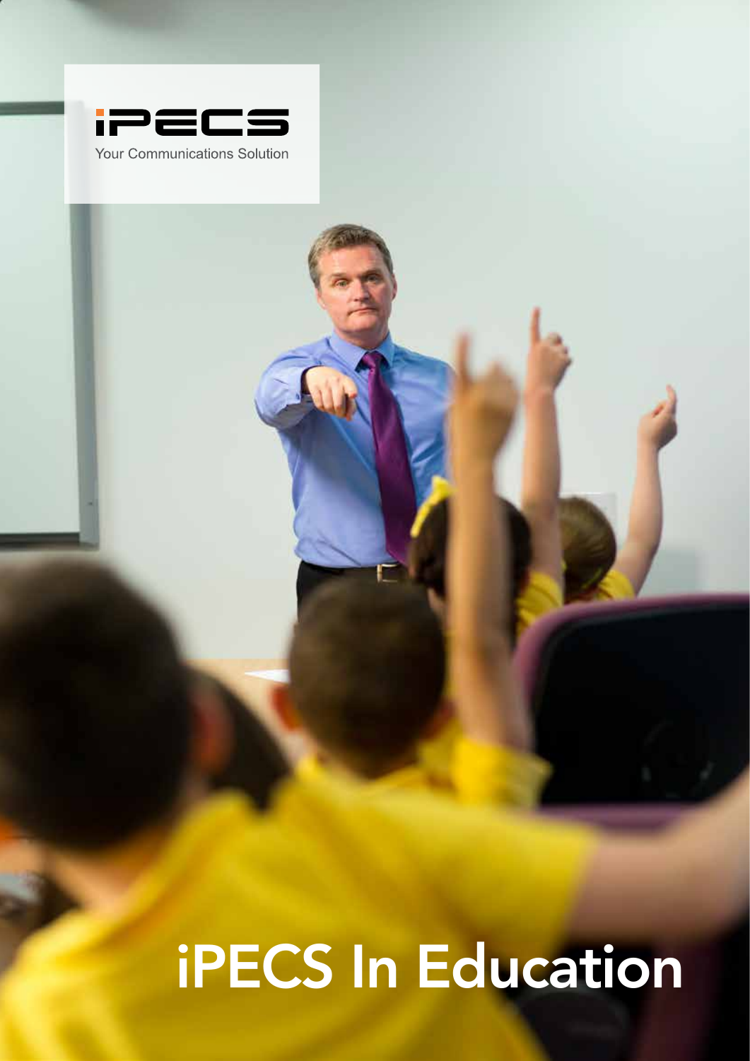iPECS

Your Communications Solution

# iPECS In Education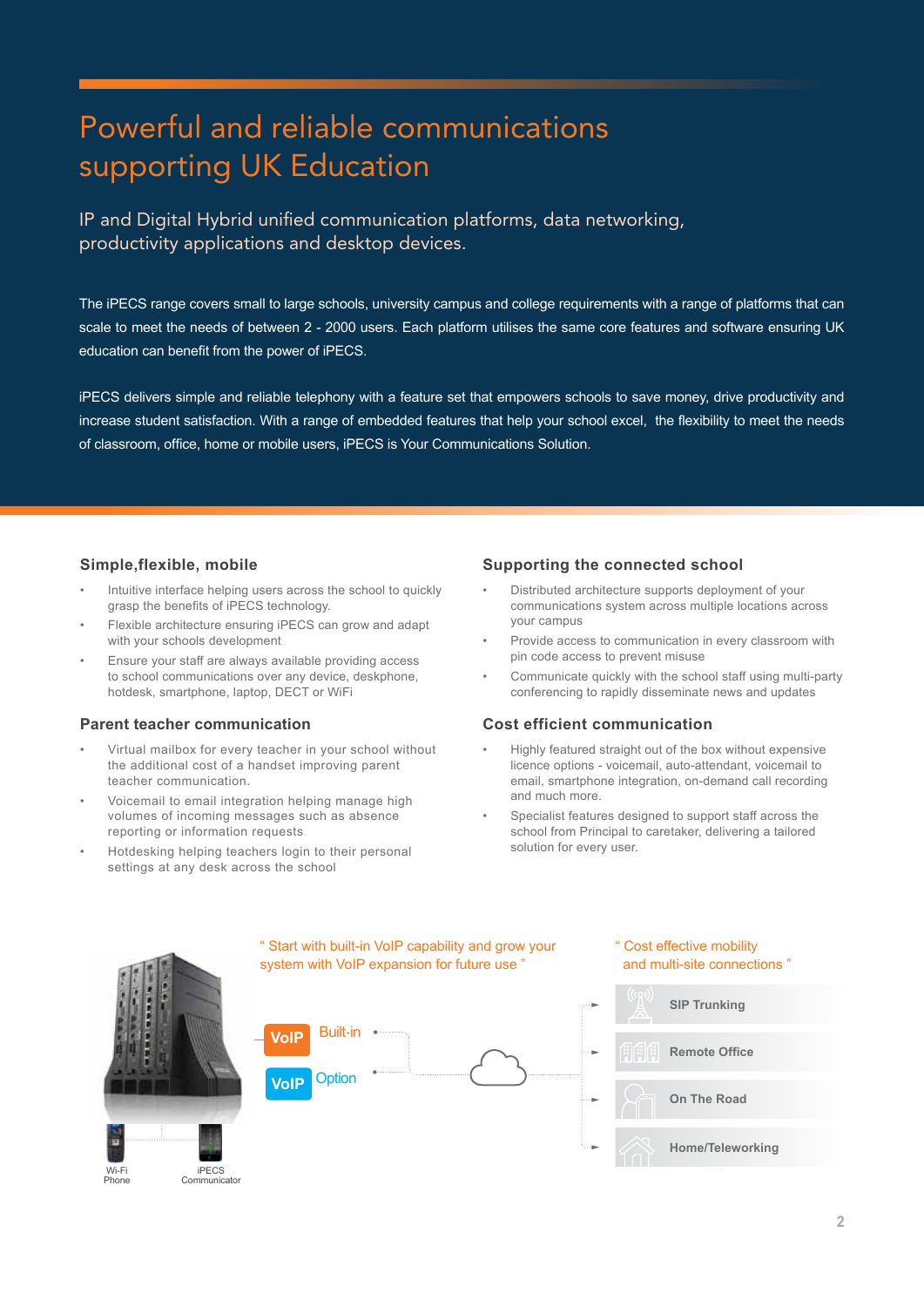# Powerful and reliable communications supporting UK Education

## IP and Digital Hybrid unified communication platforms, data networking, productivity applications and desktop devices.

The iPECS range covers small to large schools, university campus and college requirements with a range of platforms that can scale to meet the needs of between 2 - 2000 users. Each platform utilises the same core features and software ensuring UK education can benefit from the power of iPECS.

iPECS delivers simple and reliable telephony with a feature set that empowers schools to save money, drive productivity and increase student satisfaction. With a range of embedded features that help your school excel, the flexibility to meet the needs of classroom, office, home or mobile users, iPECS is Your Communications Solution.

### Simple,flexible, mobile

- Intuitive interface helping users across the school to quickly grasp the benefits of iPECS technology.
- Flexible architecture ensuring iPECS can grow and adapt with your schools development
- Ensure your staff are always available providing access to school communications over any device, deskphone, hotdesk, smartphone, laptop, DECT or WiFi

### Parent teacher communication

- Virtual mailbox for every teacher in your school without the additional cost of a handset improving parent teacher communication.
- Voicemail to email integration helping manage high volumes of incoming messages such as absence reporting or information requests
- Hotdesking helping teachers login to their personal settings at any desk across the school

### Supporting the connected school

- Distributed architecture supports deployment of your communications system across multiple locations across your campus
- Provide access to communication in every classroom with pin code access to prevent misuse
- Communicate quickly with the school staff using multi-party conferencing to rapidly disseminate news and updates

### Cost efficient communication

- Highly featured straight out of the box without expensive licence options - voicemail, auto-attendant, voicemail to email, smartphone integration, on-demand call recording and much more.
- Specialist features designed to support staff across the school from Principal to caretaker, delivering a tailored solution for every user.

" Start with built-in VoIP capability and grow your system with VoIP expansion for future use "

VoIP Built-in

VoIP Option

Wi-Fi Phone

iPECS Communicator

" Cost effective mobility and multi-site connections "

- SIP Trunking
- Remote Office
- On The Road
- Home/Teleworking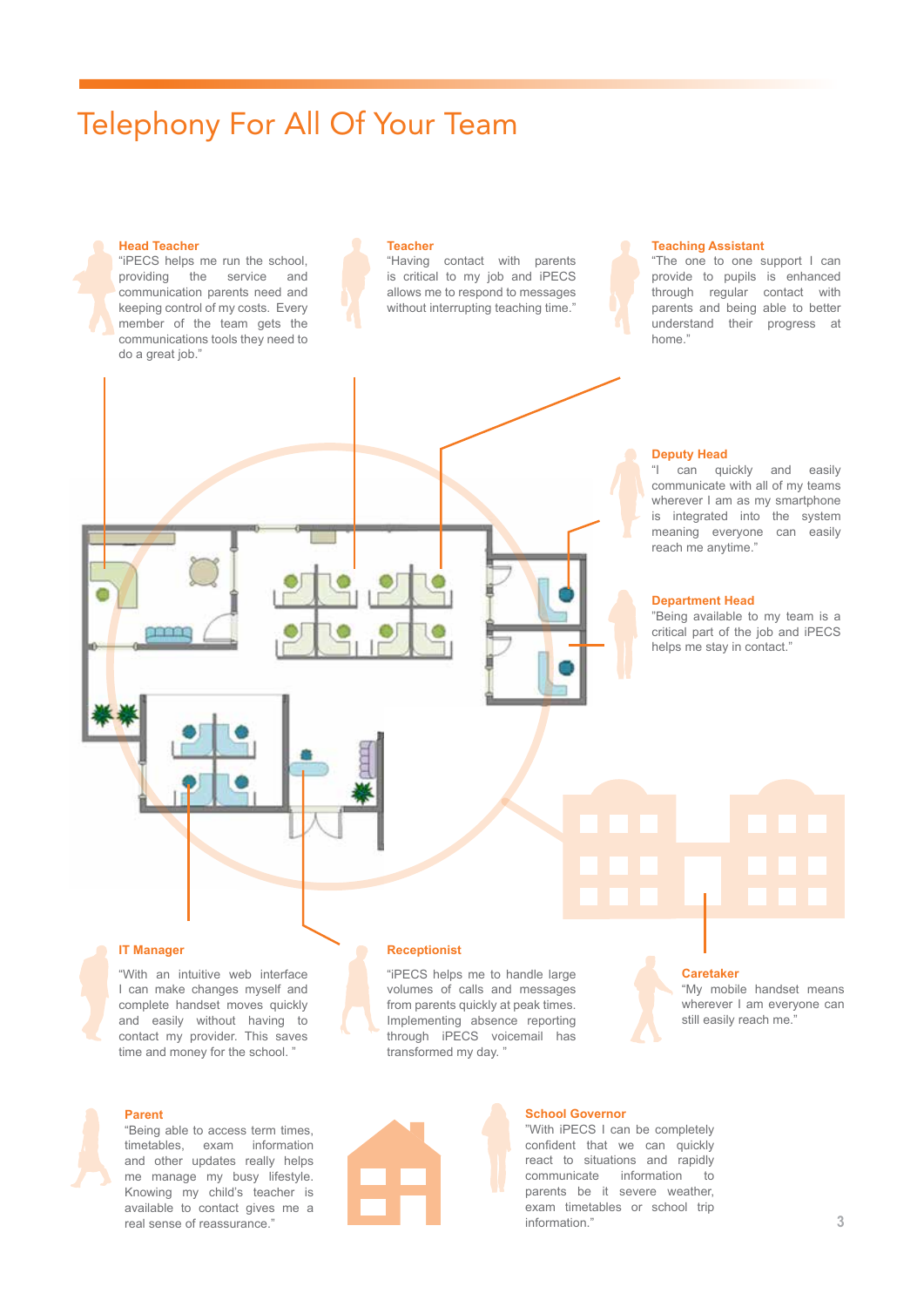# Telephony For All Of Your Team

**Head Teacher**
"iPECS helps me run the school, providing the service and communication parents need and keeping control of my costs. Every member of the team gets the communications tools they need to do a great job."

**Teacher**
"Having contact with parents is critical to my job and iPECS allows me to respond to messages without interrupting teaching time."

**Teaching Assistant**
"The one to one support I can provide to pupils is enhanced through regular contact with parents and being able to better understand their progress at home."

**Deputy Head**
"I can quickly and easily communicate with all of my teams wherever I am as my smartphone is integrated into the system meaning everyone can easily reach me anytime."

**Department Head**
"Being available to my team is a critical part of the job and iPECS helps me stay in contact."

**IT Manager**
"With an intuitive web interface I can make changes myself and complete handset moves quickly and easily without having to contact my provider. This saves time and money for the school."

**Receptionist**
"iPECS helps me to handle large volumes of calls and messages from parents quickly at peak times. Implementing absence reporting through iPECS voicemail has transformed my day."

**Caretaker**
"My mobile handset means wherever I am everyone can still easily reach me."

**Parent**
"Being able to access term times, timetables, exam information and other updates really helps me manage my busy lifestyle. Knowing my child's teacher is available to contact gives me a real sense of reassurance."

**School Governor**
"With iPECS I can be completely confident that we can quickly react to situations and rapidly communicate information to parents be it severe weather, exam timetables or school trip information."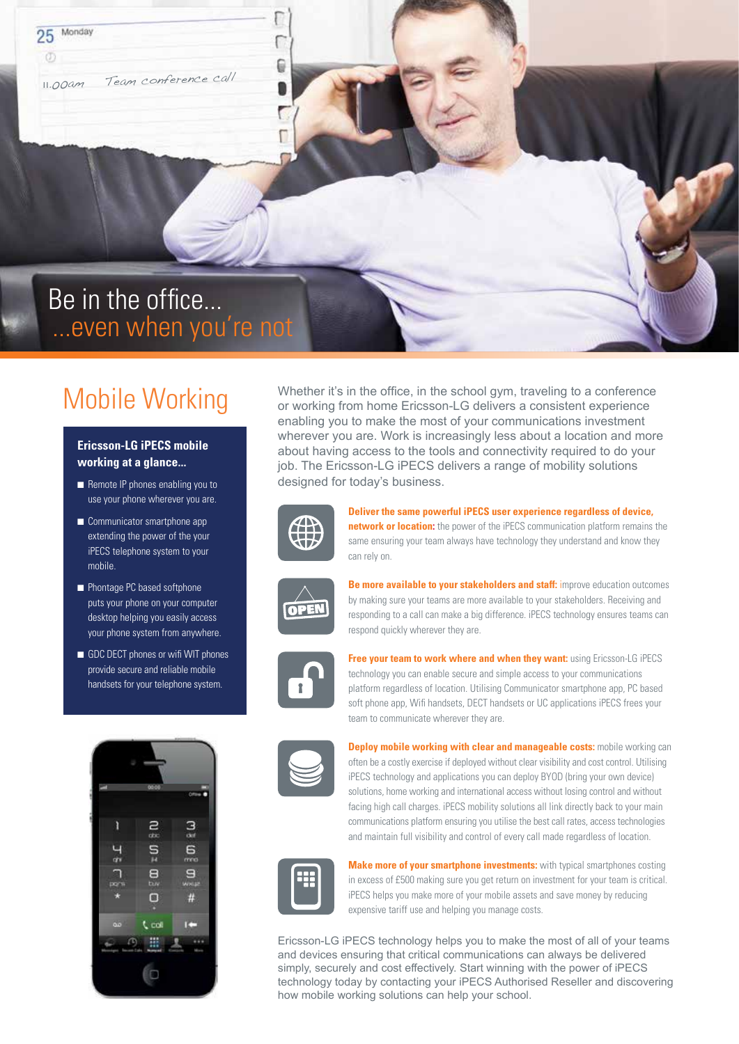Be in the office...
...even when you're not

# Mobile Working

**Ericsson-LG iPECS mobile working at a glance...**

- Remote IP phones enabling you to use your phone wherever you are.
- Communicator smartphone app extending the power of the your iPECS telephone system to your mobile.
- Phontage PC based softphone puts your phone on your computer desktop helping you easily access your phone system from anywhere.
- GDC DECT phones or wifi WIT phones provide secure and reliable mobile handsets for your telephone system.

Whether it's in the office, in the school gym, traveling to a conference or working from home Ericsson-LG delivers a consistent experience enabling you to make the most of your communications investment wherever you are. Work is increasingly less about a location and more about having access to the tools and connectivity required to do your job. The Ericsson-LG iPECS delivers a range of mobility solutions designed for today's business.

**Deliver the same powerful iPECS user experience regardless of device, network or location:** the power of the iPECS communication platform remains the same ensuring your team always have technology they understand and know they can rely on.

**Be more available to your stakeholders and staff:** improve education outcomes by making sure your teams are more available to your stakeholders. Receiving and responding to a call can make a big difference. iPECS technology ensures teams can respond quickly wherever they are.

**Free your team to work where and when they want:** using Ericsson-LG iPECS technology you can enable secure and simple access to your communications platform regardless of location. Utilising Communicator smartphone app, PC based soft phone app, Wifi handsets, DECT handsets or UC applications iPECS frees your team to communicate wherever they are.

**Deploy mobile working with clear and manageable costs:** mobile working can often be a costly exercise if deployed without clear visibility and cost control. Utilising iPECS technology and applications you can deploy BYOD (bring your own device) solutions, home working and international access without losing control and without facing high call charges. iPECS mobility solutions all link directly back to your main communications platform ensuring you utilise the best call rates, access technologies and maintain full visibility and control of every call made regardless of location.

**Make more of your smartphone investments:** with typical smartphones costing in excess of £500 making sure you get return on investment for your team is critical. iPECS helps you make more of your mobile assets and save money by reducing expensive tariff use and helping you manage costs.

Ericsson-LG iPECS technology helps you to make the most of all of your teams and devices ensuring that critical communications can always be delivered simply, securely and cost effectively. Start winning with the power of iPECS technology today by contacting your iPECS Authorised Reseller and discovering how mobile working solutions can help your school.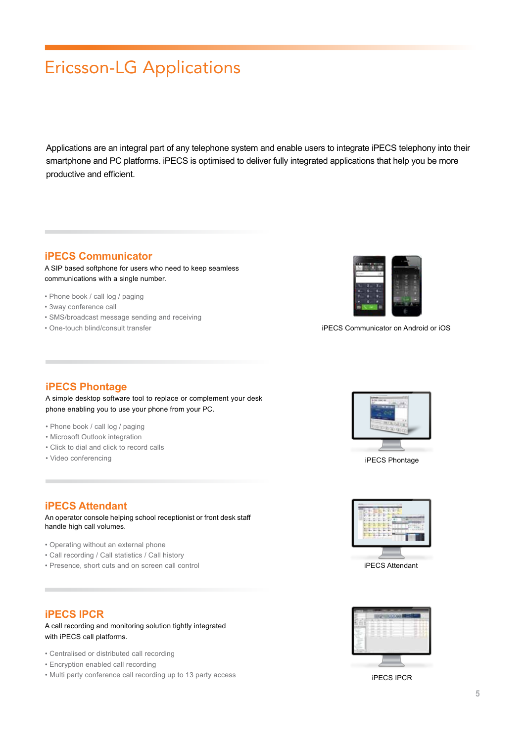# Ericsson-LG Applications

Applications are an integral part of any telephone system and enable users to integrate iPECS telephony into their smartphone and PC platforms. iPECS is optimised to deliver fully integrated applications that help you be more productive and efficient.

## iPECS Communicator

A SIP based softphone for users who need to keep seamless communications with a single number.

- Phone book / call log / paging
- 3way conference call
- SMS/broadcast message sending and receiving
- One-touch blind/consult transfer

iPECS Communicator on Android or iOS

## iPECS Phontage

A simple desktop software tool to replace or complement your desk phone enabling you to use your phone from your PC.

- Phone book / call log / paging
- Microsoft Outlook integration
- Click to dial and click to record calls
- Video conferencing

iPECS Phontage

## iPECS Attendant

An operator console helping school receptionist or front desk staff handle high call volumes.

- Operating without an external phone
- Call recording / Call statistics / Call history
- Presence, short cuts and on screen call control

iPECS Attendant

## iPECS IPCR

A call recording and monitoring solution tightly integrated with iPECS call platforms.

- Centralised or distributed call recording
- Encryption enabled call recording
- Multi party conference call recording up to 13 party access

iPECS IPCR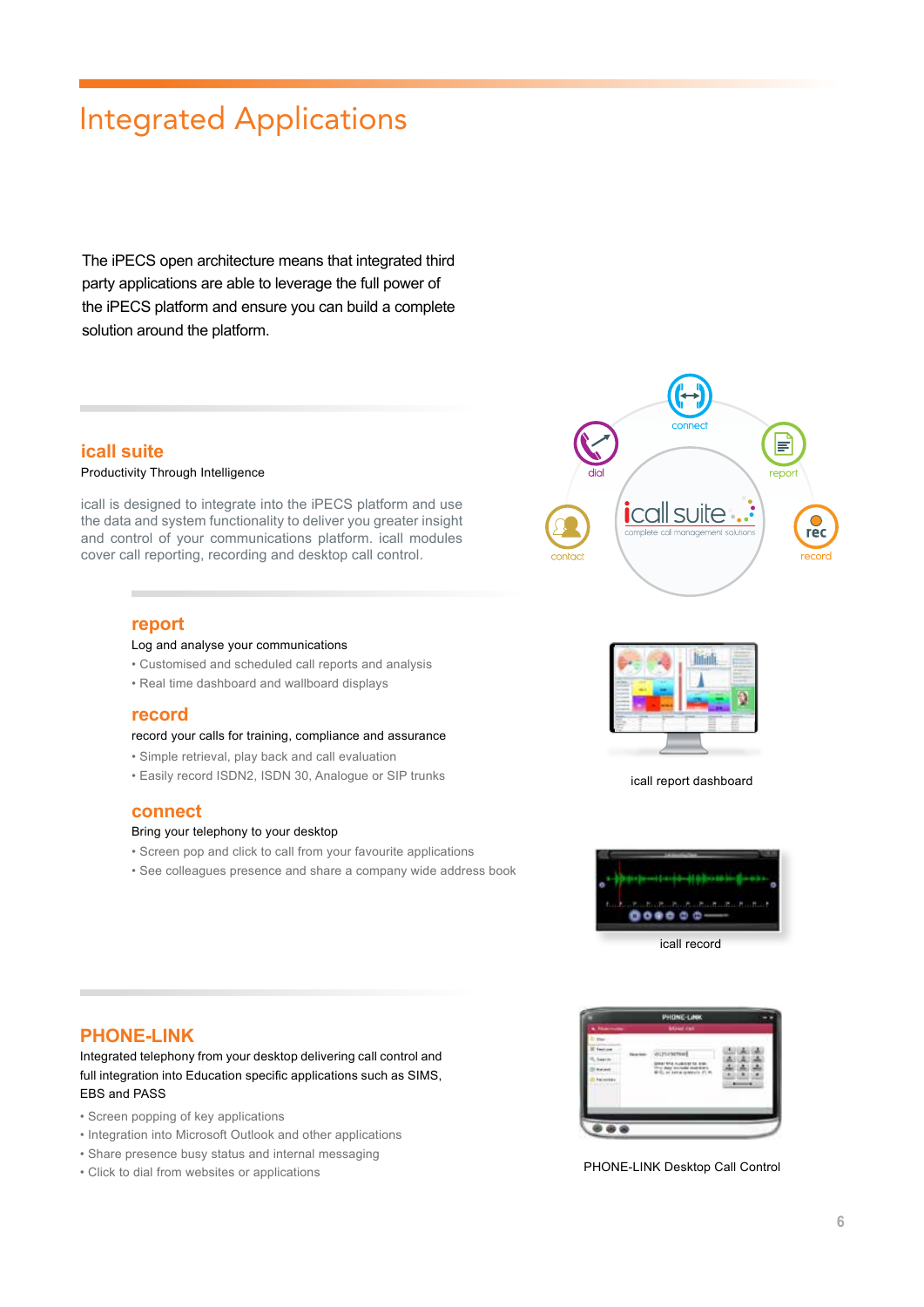# Integrated Applications

The iPECS open architecture means that integrated third party applications are able to leverage the full power of the iPECS platform and ensure you can build a complete solution around the platform.

## icall suite

Productivity Through Intelligence

icall is designed to integrate into the iPECS platform and use the data and system functionality to deliver you greater insight and control of your communications platform. icall modules cover call reporting, recording and desktop call control.

### report

Log and analyse your communications

- Customised and scheduled call reports and analysis
- Real time dashboard and wallboard displays

### record

record your calls for training, compliance and assurance

- Simple retrieval, play back and call evaluation
- Easily record ISDN2, ISDN 30, Analogue or SIP trunks

### connect

Bring your telephony to your desktop

- Screen pop and click to call from your favourite applications
- See colleagues presence and share a company wide address book

icall report dashboard

icall record

## PHONE-LINK

Integrated telephony from your desktop delivering call control and full integration into Education specific applications such as SIMS, EBS and PASS

- Screen popping of key applications
- Integration into Microsoft Outlook and other applications
- Share presence busy status and internal messaging
- Click to dial from websites or applications

PHONE-LINK Desktop Call Control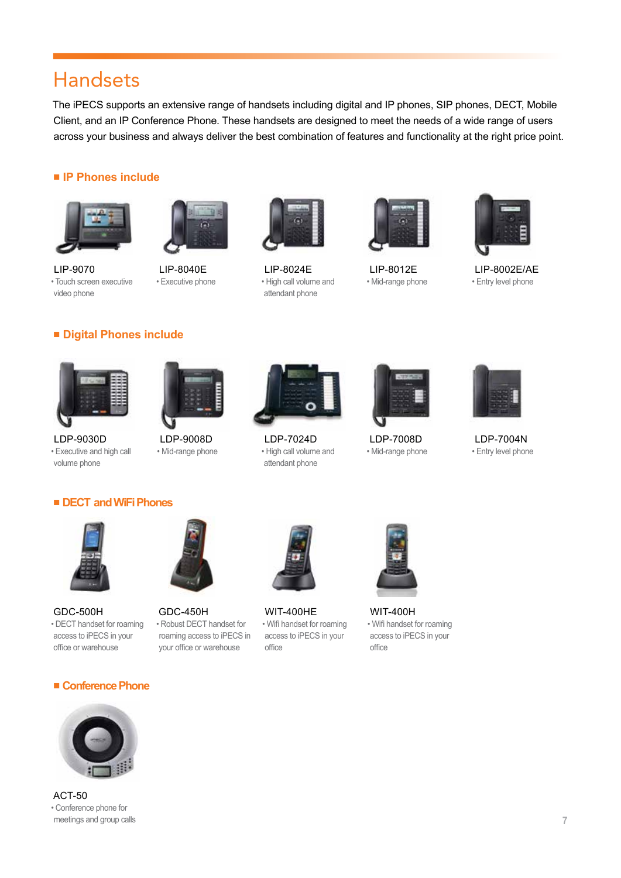# Handsets

The iPECS supports an extensive range of handsets including digital and IP phones, SIP phones, DECT, Mobile Client, and an IP Conference Phone. These handsets are designed to meet the needs of a wide range of users across your business and always deliver the best combination of features and functionality at the right price point.

## IP Phones include

**LIP-9070**
- Touch screen executive video phone

**LIP-8040E**
- Executive phone

**LIP-8024E**
- High call volume and attendant phone

**LIP-8012E**
- Mid-range phone

**LIP-8002E/AE**
- Entry level phone

## Digital Phones include

**LDP-9030D**
- Executive and high call volume phone

**LDP-9008D**
- Mid-range phone

**LDP-7024D**
- High call volume and attendant phone

**LDP-7008D**
- Mid-range phone

**LDP-7004N**
- Entry level phone

## DECT and WiFi Phones

**GDC-500H**
- DECT handset for roaming access to iPECS in your office or warehouse

**GDC-450H**
- Robust DECT handset for roaming access to iPECS in your office or warehouse

**WIT-400HE**
- Wifi handset for roaming access to iPECS in your office

**WIT-400H**
- Wifi handset for roaming access to iPECS in your office

## Conference Phone

**ACT-50**
- Conference phone for meetings and group calls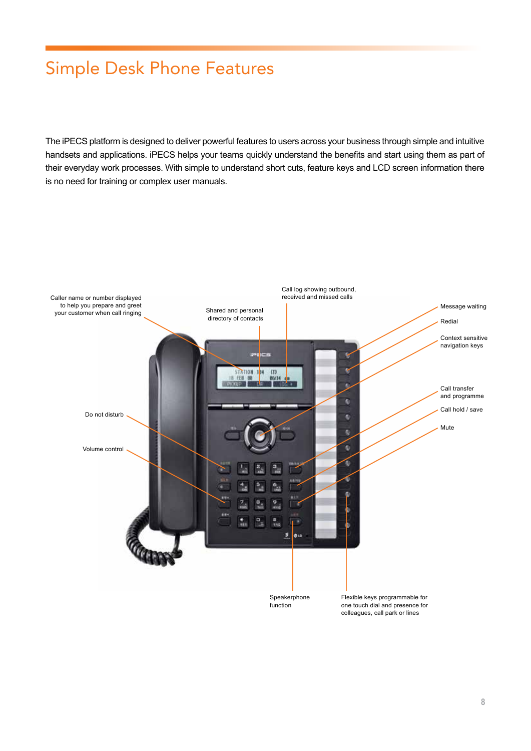# Simple Desk Phone Features

The iPECS platform is designed to deliver powerful features to users across your business through simple and intuitive handsets and applications. iPECS helps your teams quickly understand the benefits and start using them as part of their everyday work processes. With simple to understand short cuts, feature keys and LCD screen information there is no need for training or complex user manuals.

Caller name or number displayed to help you prepare and greet your customer when call ringing

Shared and personal directory of contacts

Call log showing outbound, received and missed calls

Message waiting

Redial

Context sensitive navigation keys

Call transfer and programme

Call hold / save

Mute

Do not disturb

Volume control

Speakerphone function

Flexible keys programmable for one touch dial and presence for colleagues, call park or lines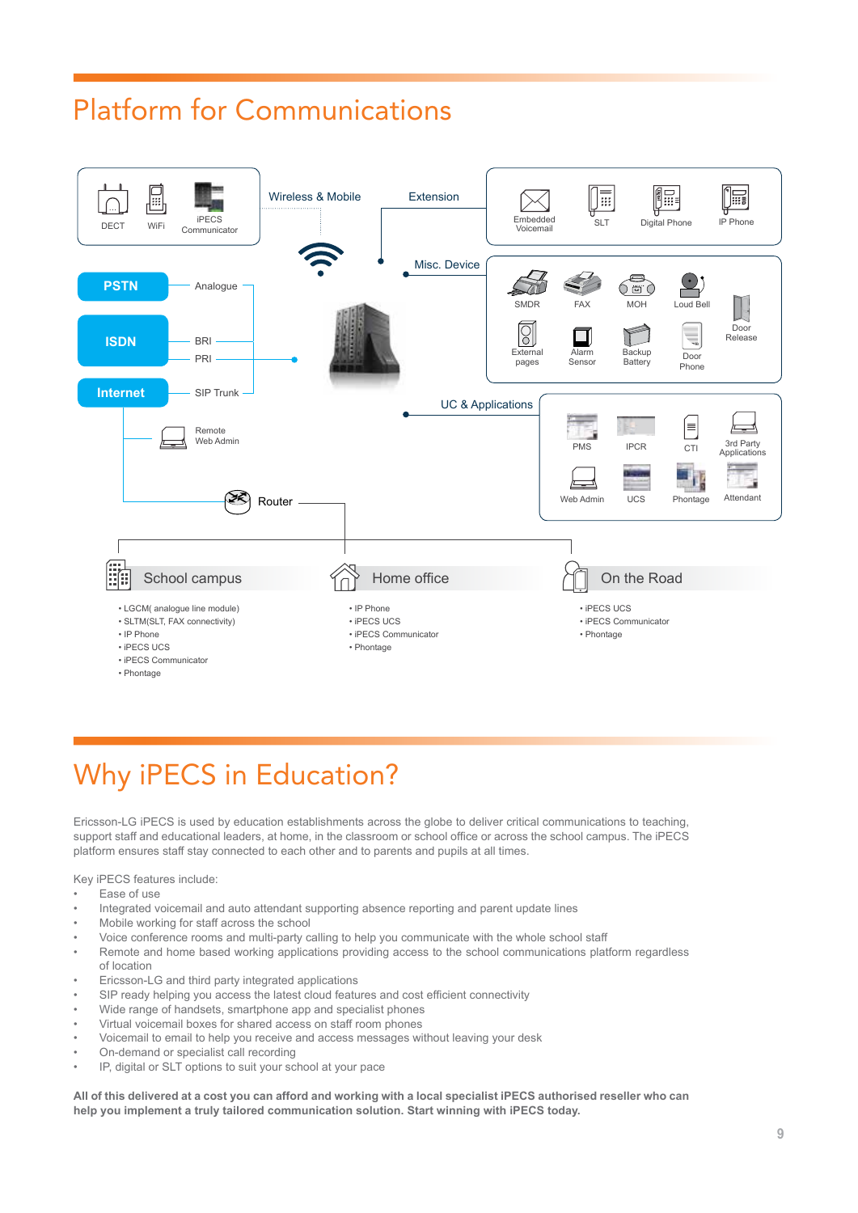# Platform for Communications

DECT | WiFi | iPECS Communicator

Wireless & Mobile

Extension

Embedded Voicemail | SLT | Digital Phone | IP Phone

Misc. Device

SMDR | FAX | MOH | Loud Bell | Door Release

External pages | Alarm Sensor | Backup Battery | Door Phone

PSTN — Analogue

ISDN — BRI, PRI

Internet — SIP Trunk

Remote Web Admin

Router

UC & Applications

PMS | IPCR | CTI | 3rd Party Applications

Web Admin | UCS | Phontage | Attendant

### School campus

- LGCM( analogue line module)
- SLTM(SLT, FAX connectivity)
- IP Phone
- iPECS UCS
- iPECS Communicator
- Phontage

### Home office

- IP Phone
- iPECS UCS
- iPECS Communicator
- Phontage

### On the Road

- iPECS UCS
- iPECS Communicator
- Phontage

# Why iPECS in Education?

Ericsson-LG iPECS is used by education establishments across the globe to deliver critical communications to teaching, support staff and educational leaders, at home, in the classroom or school office or across the school campus. The iPECS platform ensures staff stay connected to each other and to parents and pupils at all times.

Key iPECS features include:

- Ease of use
- Integrated voicemail and auto attendant supporting absence reporting and parent update lines
- Mobile working for staff across the school
- Voice conference rooms and multi-party calling to help you communicate with the whole school staff
- Remote and home based working applications providing access to the school communications platform regardless of location
- Ericsson-LG and third party integrated applications
- SIP ready helping you access the latest cloud features and cost efficient connectivity
- Wide range of handsets, smartphone app and specialist phones
- Virtual voicemail boxes for shared access on staff room phones
- Voicemail to email to help you receive and access messages without leaving your desk
- On-demand or specialist call recording
- IP, digital or SLT options to suit your school at your pace

**All of this delivered at a cost you can afford and working with a local specialist iPECS authorised reseller who can help you implement a truly tailored communication solution. Start winning with iPECS today.**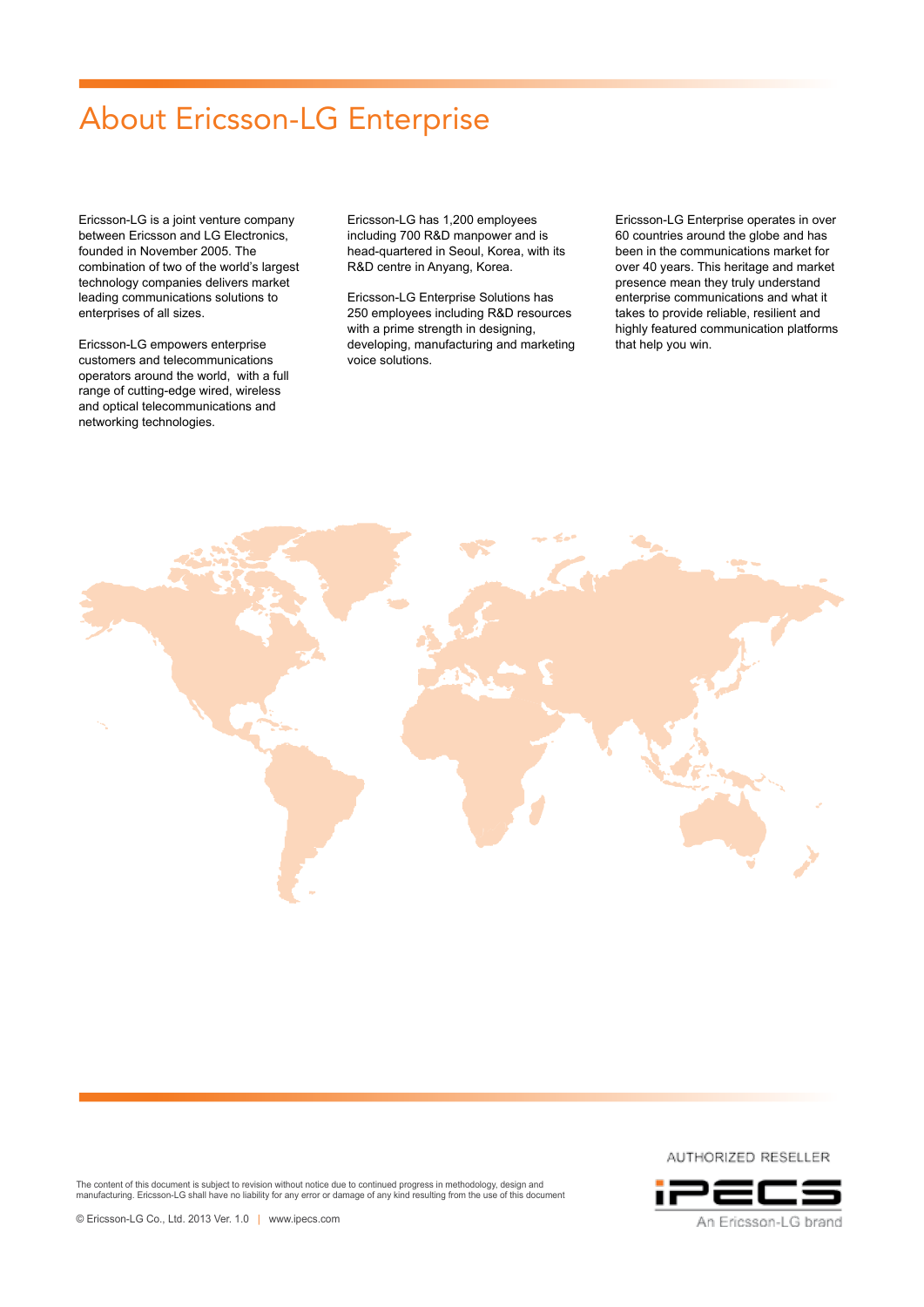# About Ericsson-LG Enterprise

Ericsson-LG is a joint venture company between Ericsson and LG Electronics, founded in November 2005. The combination of two of the world's largest technology companies delivers market leading communications solutions to enterprises of all sizes.

Ericsson-LG empowers enterprise customers and telecommunications operators around the world, with a full range of cutting-edge wired, wireless and optical telecommunications and networking technologies.

Ericsson-LG has 1,200 employees including 700 R&D manpower and is head-quartered in Seoul, Korea, with its R&D centre in Anyang, Korea.

Ericsson-LG Enterprise Solutions has 250 employees including R&D resources with a prime strength in designing, developing, manufacturing and marketing voice solutions.

Ericsson-LG Enterprise operates in over 60 countries around the globe and has been in the communications market for over 40 years. This heritage and market presence mean they truly understand enterprise communications and what it takes to provide reliable, resilient and highly featured communication platforms that help you win.

The content of this document is subject to revision without notice due to continued progress in methodology, design and manufacturing. Ericsson-LG shall have no liability for any error or damage of any kind resulting from the use of this document

© Ericsson-LG Co., Ltd. 2013 Ver. 1.0 | www.ipecs.com

AUTHORIZED RESELLER

iPECS

An Ericsson-LG brand